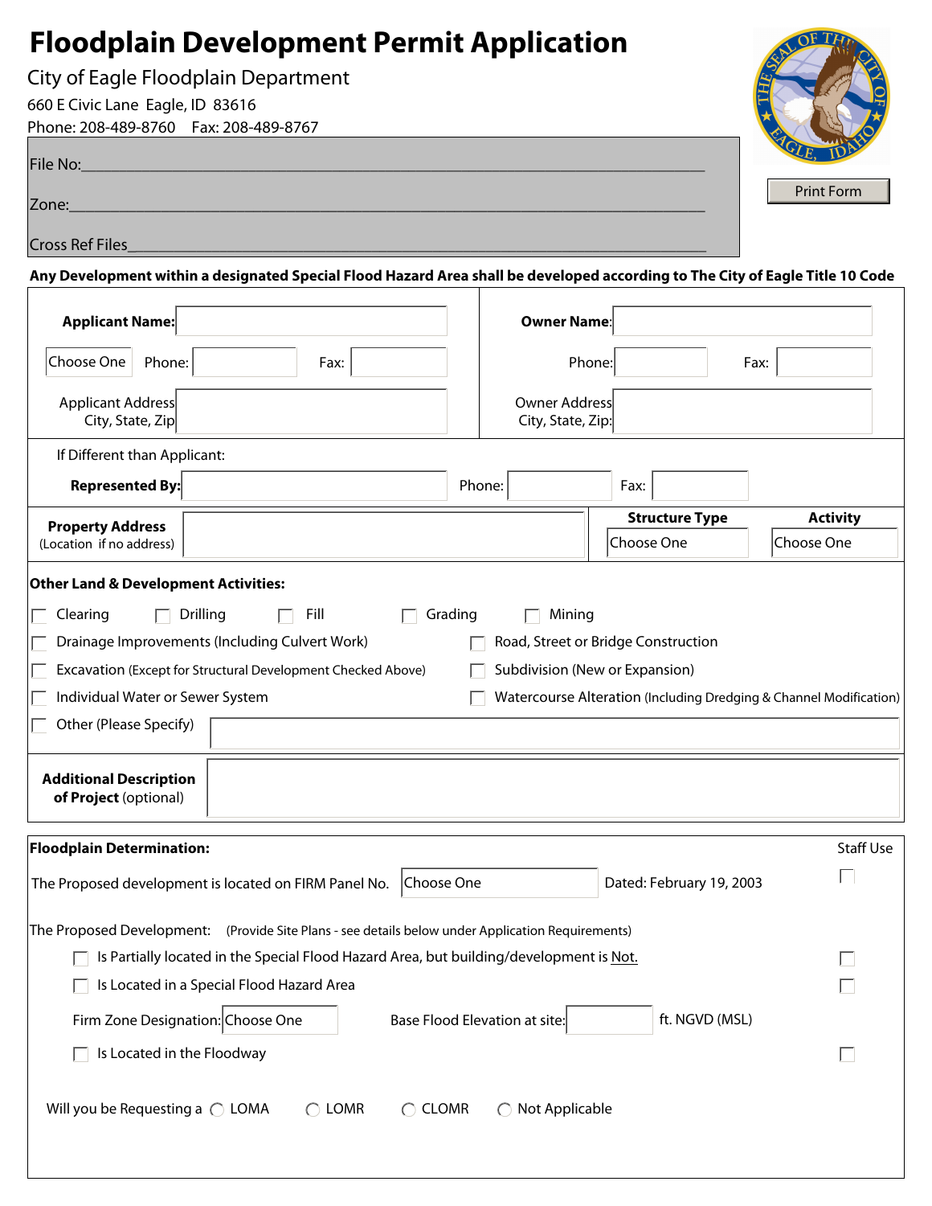# Floodplain Development Permit Application

City of Eagle Floodplain Department

660 E Civic Lane Eagle, ID 83616

Phone: 208-489-8760 Fax: 208-489-8767

File No:\_\_\_\_\_\_\_\_\_\_\_\_\_\_\_\_\_\_\_\_\_\_\_\_\_\_\_\_\_\_\_\_\_\_\_\_\_\_\_\_

Zone:\_\_\_\_\_\_\_\_\_\_\_\_\_\_\_\_\_\_\_\_\_\_\_\_\_\_\_\_\_\_\_\_\_\_\_\_\_\_\_\_

Cross Ref Files\_\_\_\_\_\_\_\_\_\_\_\_\_\_\_\_\_\_\_\_\_\_\_\_\_\_\_\_\_\_\_\_\_\_\_\_\_\_\_\_

Print Form

**Any Development within a designated Special Flood Hazard Area shall be developed according to The City of Eagle Title 10 Code**

**Applicant Name:** 

Choose One Phone: Fax:

Applicant Address City, State, Zip

**Owner Name:**

Phone: Fax:

Owner Address City, State, Zip:

If Different than Applicant:

**Represented By:** Phone: Fax:

**Property Address** (Location if no address)

**Structure Type**: Choose One

**Activity**: Choose One

**Other Land & Development Activities:**

- ☐ Clearing
- ☐ Drilling
- ☐ Fill
- ☐ Grading
- ☐ Mining
- ☐ Drainage Improvements (Including Culvert Work)
- ☐ Road, Street or Bridge Construction
- ☐ Excavation (Except for Structural Development Checked Above)
- ☐ Subdivision (New or Expansion)
- ☐ Individual Water or Sewer System
- ☐ Watercourse Alteration (Including Dredging & Channel Modification)
- ☐ Other (Please Specify)

**Additional Description of Project** (optional)

**Floodplain Determination:** Staff Use

The Proposed development is located on FIRM Panel No. Choose One Dated: February 19, 2003 ☐

The Proposed Development: (Provide Site Plans - see details below under Application Requirements)

- ☐ Is Partially located in the Special Flood Hazard Area, but building/development is Not. ☐
- ☐ Is Located in a Special Flood Hazard Area ☐

Firm Zone Designation: Choose One Base Flood Elevation at site: ft. NGVD (MSL)

- ☐ Is Located in the Floodway ☐

Will you be Requesting a ◯ LOMA ◯ LOMR ◯ CLOMR ◯ Not Applicable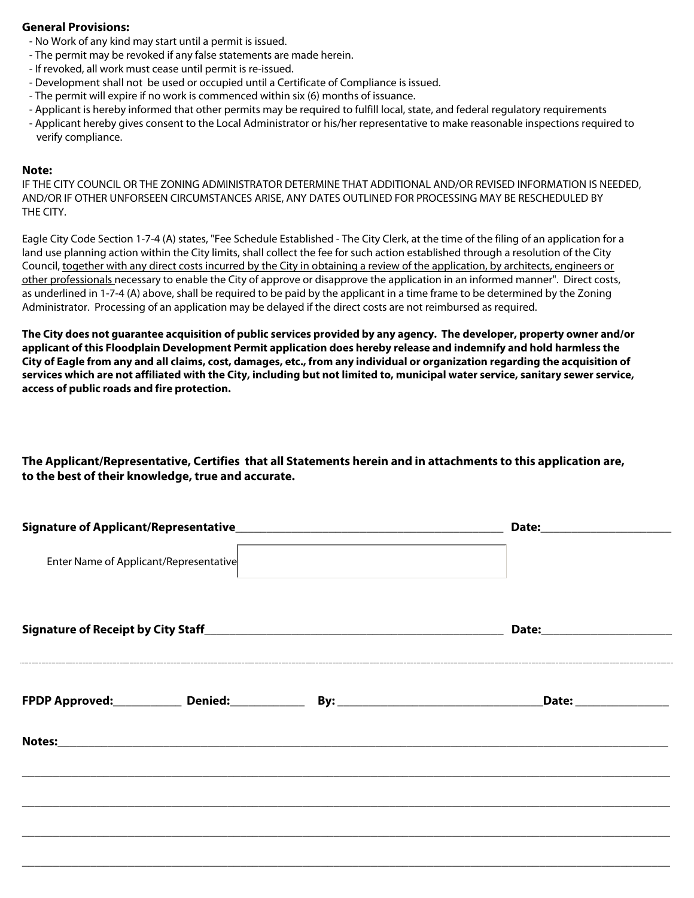**General Provisions:**

- No Work of any kind may start until a permit is issued.
- The permit may be revoked if any false statements are made herein.
- If revoked, all work must cease until permit is re-issued.
- Development shall not be used or occupied until a Certificate of Compliance is issued.
- The permit will expire if no work is commenced within six (6) months of issuance.
- Applicant is hereby informed that other permits may be required to fulfill local, state, and federal regulatory requirements
- Applicant hereby gives consent to the Local Administrator or his/her representative to make reasonable inspections required to verify compliance.

**Note:**

IF THE CITY COUNCIL OR THE ZONING ADMINISTRATOR DETERMINE THAT ADDITIONAL AND/OR REVISED INFORMATION IS NEEDED, AND/OR IF OTHER UNFORSEEN CIRCUMSTANCES ARISE, ANY DATES OUTLINED FOR PROCESSING MAY BE RESCHEDULED BY THE CITY.

Eagle City Code Section 1-7-4 (A) states, "Fee Schedule Established - The City Clerk, at the time of the filing of an application for a land use planning action within the City limits, shall collect the fee for such action established through a resolution of the City Council, <u>together with any direct costs incurred by the City in obtaining a review of the application, by architects, engineers or other professionals</u> necessary to enable the City of approve or disapprove the application in an informed manner". Direct costs, as underlined in 1-7-4 (A) above, shall be required to be paid by the applicant in a time frame to be determined by the Zoning Administrator. Processing of an application may be delayed if the direct costs are not reimbursed as required.

**The City does not guarantee acquisition of public services provided by any agency. The developer, property owner and/or applicant of this Floodplain Development Permit application does hereby release and indemnify and hold harmless the City of Eagle from any and all claims, cost, damages, etc., from any individual or organization regarding the acquisition of services which are not affiliated with the City, including but not limited to, municipal water service, sanitary sewer service, access of public roads and fire protection.**

**The Applicant/Representative, Certifies that all Statements herein and in attachments to this application are, to the best of their knowledge, true and accurate.**

**Signature of Applicant/Representative**_______________________________________ **Date:**____________________

Enter Name of Applicant/Representative ____________________

**Signature of Receipt by City Staff**___________________________________________ **Date:**____________________

---

**FPDP Approved:**__________ **Denied:**___________ **By:** ______________________________**Date:** ______________

**Notes:**____________________________________________________________________________________________

______________________________________________________________________________________________________

______________________________________________________________________________________________________

______________________________________________________________________________________________________

______________________________________________________________________________________________________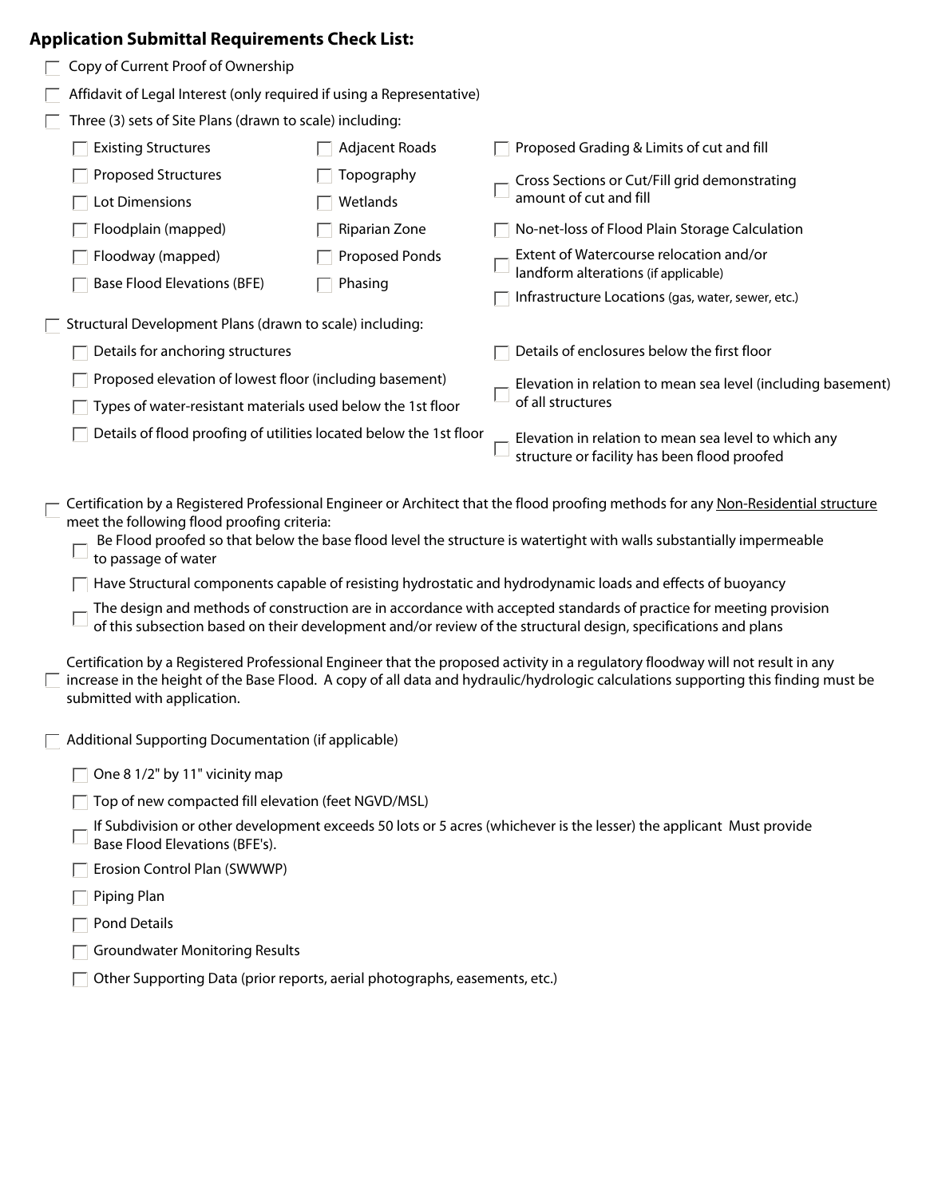**Application Submittal Requirements Check List:**

- [ ] Copy of Current Proof of Ownership
- [ ] Affidavit of Legal Interest (only required if using a Representative)
- [ ] Three (3) sets of Site Plans (drawn to scale) including:
  - [ ] Existing Structures
  - [ ] Proposed Structures
  - [ ] Lot Dimensions
  - [ ] Floodplain (mapped)
  - [ ] Floodway (mapped)
  - [ ] Base Flood Elevations (BFE)
  - [ ] Adjacent Roads
  - [ ] Topography
  - [ ] Wetlands
  - [ ] Riparian Zone
  - [ ] Proposed Ponds
  - [ ] Phasing
  - [ ] Proposed Grading & Limits of cut and fill
  - [ ] Cross Sections or Cut/Fill grid demonstrating amount of cut and fill
  - [ ] No-net-loss of Flood Plain Storage Calculation
  - [ ] Extent of Watercourse relocation and/or landform alterations (if applicable)
  - [ ] Infrastructure Locations (gas, water, sewer, etc.)
- [ ] Structural Development Plans (drawn to scale) including:
  - [ ] Details for anchoring structures
  - [ ] Proposed elevation of lowest floor (including basement)
  - [ ] Types of water-resistant materials used below the 1st floor
  - [ ] Details of flood proofing of utilities located below the 1st floor
  - [ ] Details of enclosures below the first floor
  - [ ] Elevation in relation to mean sea level (including basement) of all structures
  - [ ] Elevation in relation to mean sea level to which any structure or facility has been flood proofed
- [ ] Certification by a Registered Professional Engineer or Architect that the flood proofing methods for any Non-Residential structure meet the following flood proofing criteria:
  - [ ] Be Flood proofed so that below the base flood level the structure is watertight with walls substantially impermeable to passage of water
  - [ ] Have Structural components capable of resisting hydrostatic and hydrodynamic loads and effects of buoyancy
  - [ ] The design and methods of construction are in accordance with accepted standards of practice for meeting provision of this subsection based on their development and/or review of the structural design, specifications and plans
- [ ] Certification by a Registered Professional Engineer that the proposed activity in a regulatory floodway will not result in any increase in the height of the Base Flood. A copy of all data and hydraulic/hydrologic calculations supporting this finding must be submitted with application.
- [ ] Additional Supporting Documentation (if applicable)
  - [ ] One 8 1/2" by 11" vicinity map
  - [ ] Top of new compacted fill elevation (feet NGVD/MSL)
  - [ ] If Subdivision or other development exceeds 50 lots or 5 acres (whichever is the lesser) the applicant Must provide Base Flood Elevations (BFE's).
  - [ ] Erosion Control Plan (SWWWP)
  - [ ] Piping Plan
  - [ ] Pond Details
  - [ ] Groundwater Monitoring Results
  - [ ] Other Supporting Data (prior reports, aerial photographs, easements, etc.)